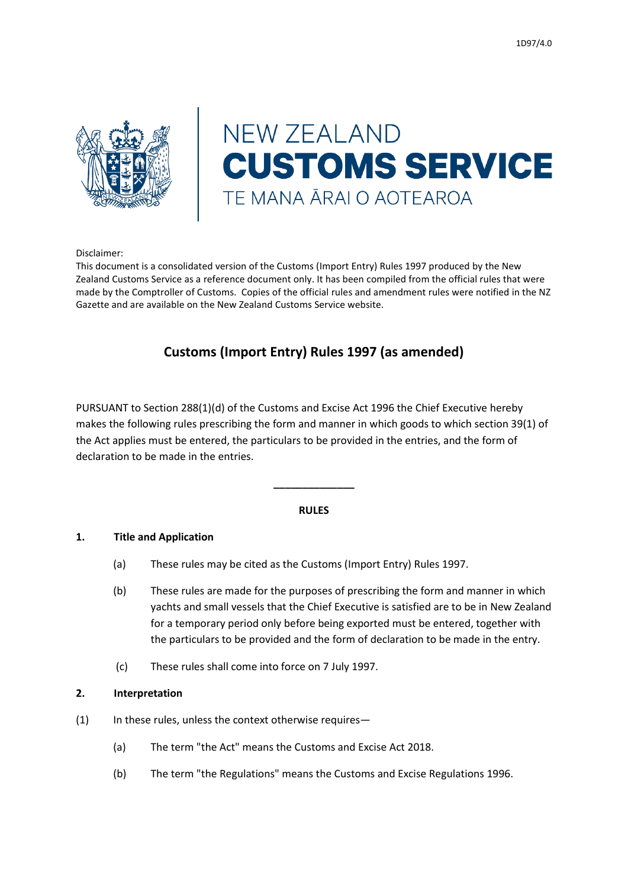1D97/4.0

NEW ZEALAND
**CUSTOMS SERVICE**
TE MANA ĀRAI O AOTEAROA

Disclaimer:
This document is a consolidated version of the Customs (Import Entry) Rules 1997 produced by the New Zealand Customs Service as a reference document only. It has been compiled from the official rules that were made by the Comptroller of Customs. Copies of the official rules and amendment rules were notified in the NZ Gazette and are available on the New Zealand Customs Service website.

# Customs (Import Entry) Rules 1997 (as amended)

PURSUANT to Section 288(1)(d) of the Customs and Excise Act 1996 the Chief Executive hereby makes the following rules prescribing the form and manner in which goods to which section 39(1) of the Act applies must be entered, the particulars to be provided in the entries, and the form of declaration to be made in the entries.

---

**RULES**

## 1. Title and Application

(a) These rules may be cited as the Customs (Import Entry) Rules 1997.

(b) These rules are made for the purposes of prescribing the form and manner in which yachts and small vessels that the Chief Executive is satisfied are to be in New Zealand for a temporary period only before being exported must be entered, together with the particulars to be provided and the form of declaration to be made in the entry.

(c) These rules shall come into force on 7 July 1997.

## 2. Interpretation

(1) In these rules, unless the context otherwise requires—

(a) The term "the Act" means the Customs and Excise Act 2018.

(b) The term "the Regulations" means the Customs and Excise Regulations 1996.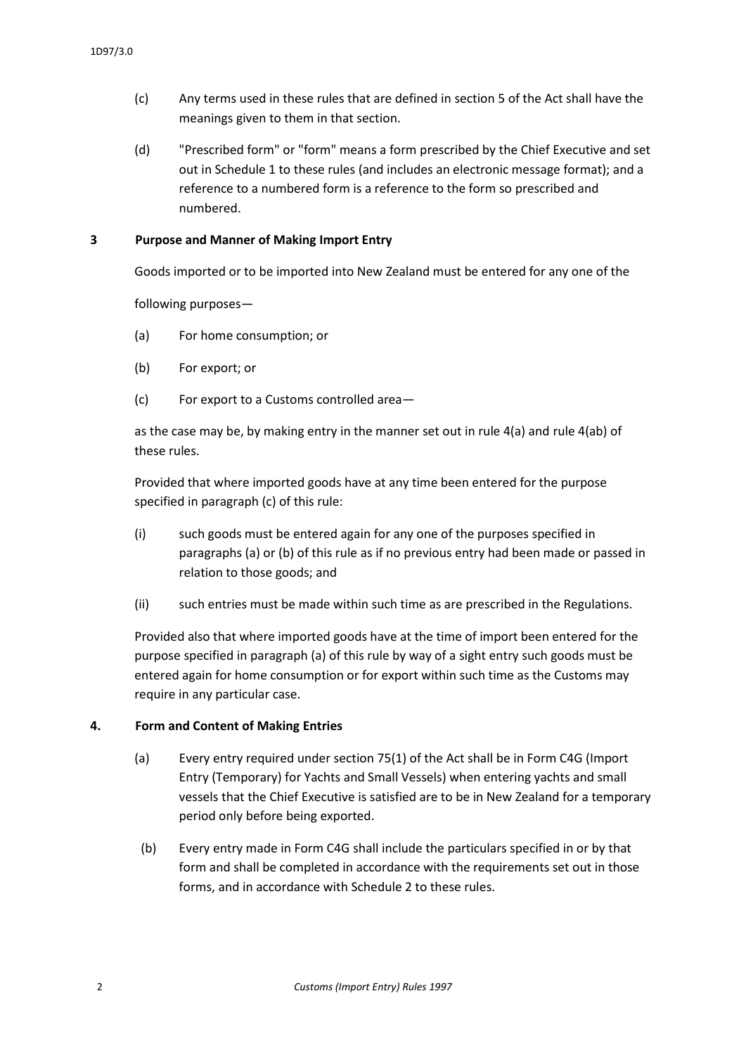(c) Any terms used in these rules that are defined in section 5 of the Act shall have the meanings given to them in that section.

(d) "Prescribed form" or "form" means a form prescribed by the Chief Executive and set out in Schedule 1 to these rules (and includes an electronic message format); and a reference to a numbered form is a reference to the form so prescribed and numbered.

**3 Purpose and Manner of Making Import Entry**

Goods imported or to be imported into New Zealand must be entered for any one of the

following purposes—

(a) For home consumption; or

(b) For export; or

(c) For export to a Customs controlled area—

as the case may be, by making entry in the manner set out in rule 4(a) and rule 4(ab) of these rules.

Provided that where imported goods have at any time been entered for the purpose specified in paragraph (c) of this rule:

(i) such goods must be entered again for any one of the purposes specified in paragraphs (a) or (b) of this rule as if no previous entry had been made or passed in relation to those goods; and

(ii) such entries must be made within such time as are prescribed in the Regulations.

Provided also that where imported goods have at the time of import been entered for the purpose specified in paragraph (a) of this rule by way of a sight entry such goods must be entered again for home consumption or for export within such time as the Customs may require in any particular case.

**4. Form and Content of Making Entries**

(a) Every entry required under section 75(1) of the Act shall be in Form C4G (Import Entry (Temporary) for Yachts and Small Vessels) when entering yachts and small vessels that the Chief Executive is satisfied are to be in New Zealand for a temporary period only before being exported.

(b) Every entry made in Form C4G shall include the particulars specified in or by that form and shall be completed in accordance with the requirements set out in those forms, and in accordance with Schedule 2 to these rules.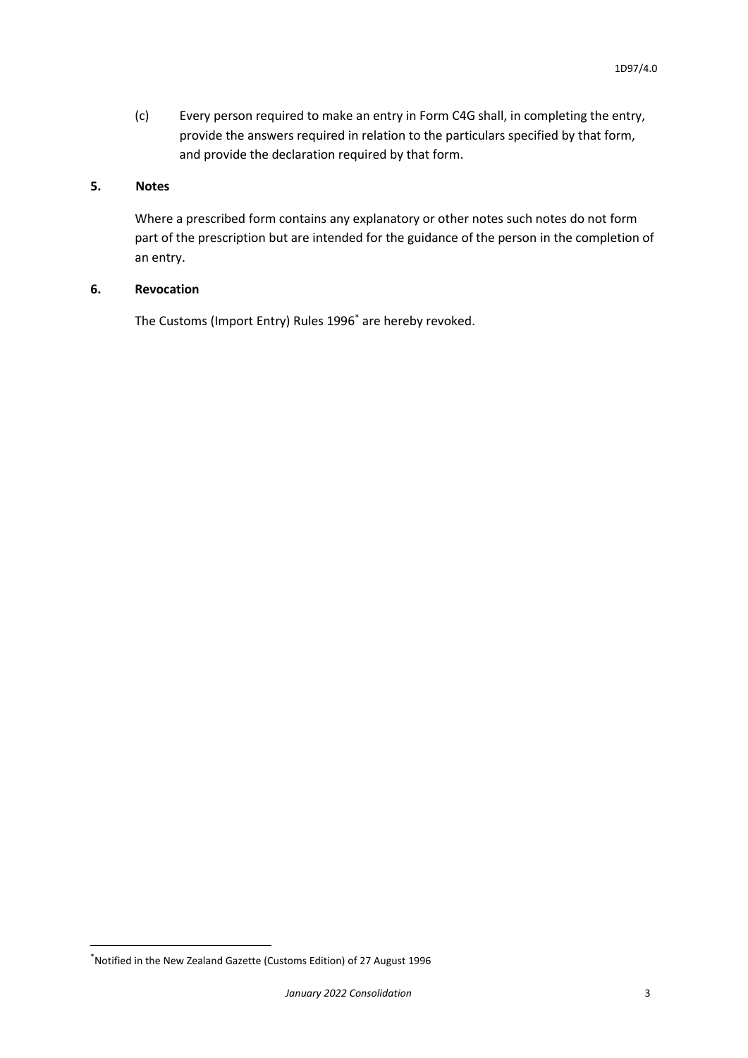(c) Every person required to make an entry in Form C4G shall, in completing the entry, provide the answers required in relation to the particulars specified by that form, and provide the declaration required by that form.

**5. Notes**

Where a prescribed form contains any explanatory or other notes such notes do not form part of the prescription but are intended for the guidance of the person in the completion of an entry.

**6. Revocation**

The Customs (Import Entry) Rules 1996[*] are hereby revoked.

[*] Notified in the New Zealand Gazette (Customs Edition) of 27 August 1996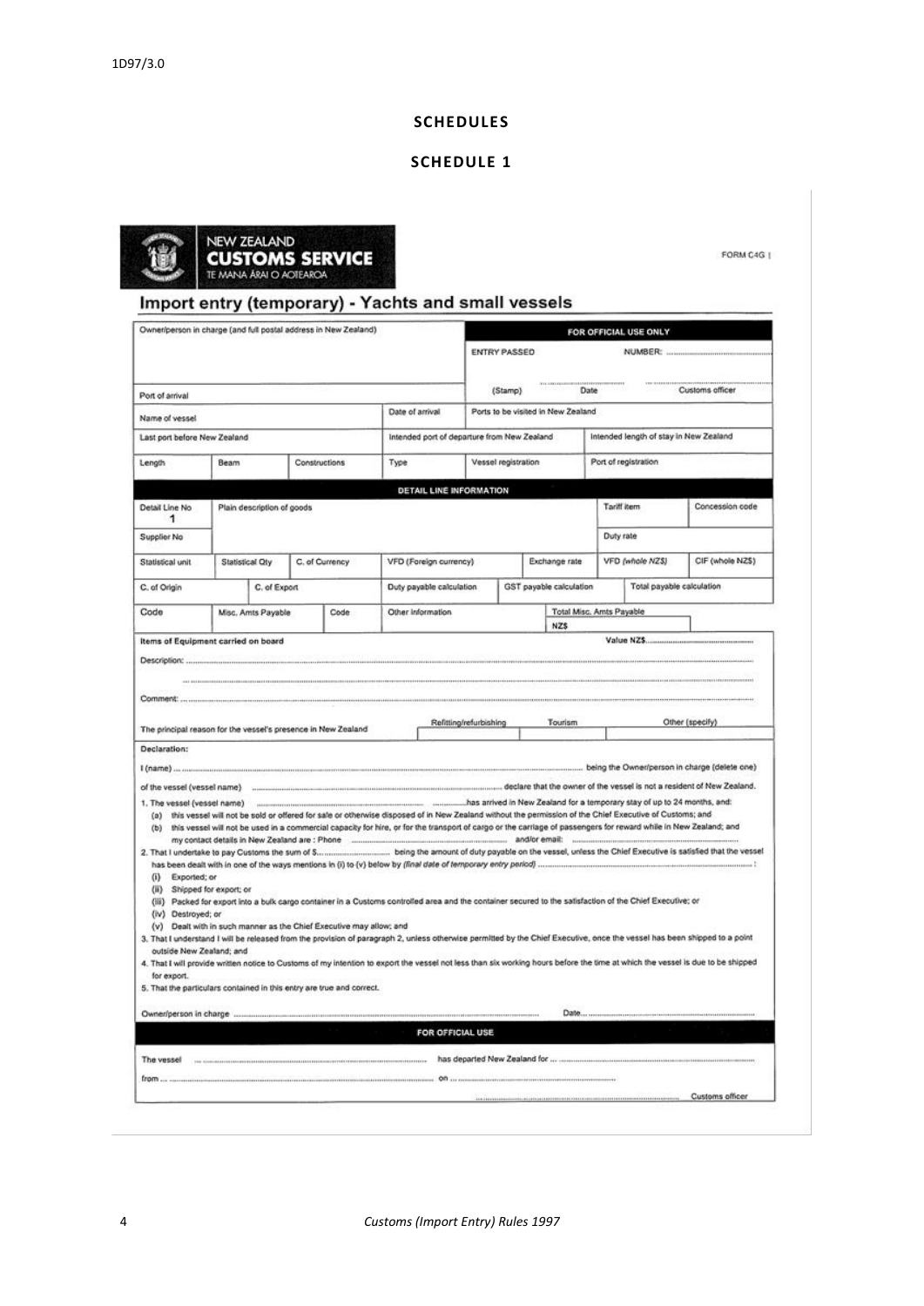1D97/3.0

## SCHEDULES

### SCHEDULE 1

NEW ZEALAND **CUSTOMS SERVICE** TE MANA ĀRAI O AOTEAROA

FORM C4G

# Import entry (temporary) - Yachts and small vessels

| Owner/person in charge (and full postal address in New Zealand) | | FOR OFFICIAL USE ONLY | |
|---|---|---|---|
| | | ENTRY PASSED | NUMBER: |
| Port of arrival | | (Stamp) Date | Customs officer |
| Name of vessel | Date of arrival | Ports to be visited in New Zealand | |
| Last port before New Zealand | | Intended port of departure from New Zealand | Intended length of stay in New Zealand |

| Length | Beam | Constructions | Type | Vessel registration | Port of registration |
|---|---|---|---|---|---|

**DETAIL LINE INFORMATION**

| Detail Line No 1 | Plain description of goods | | | Tariff item | Concession code |
|---|---|---|---|---|---|
| Supplier No | | | | Duty rate | |
| Statistical unit | Statistical Qty | C. of Currency | VFD (Foreign currency) | Exchange rate | VFD (whole NZ$) | CIF (whole NZ$) |
| C. of Origin | C. of Export | Duty payable calculation | GST payable calculation | Total payable calculation | |
| Code | Misc. Amts Payable | Code | Other information | Total Misc. Amts Payable NZ$ | |

**Items of Equipment carried on board** Value NZ$.............

Description: .............

Comment: .............

| The principal reason for the vessel's presence in New Zealand | Refitting/refurbishing | Tourism | Other (specify) |
|---|---|---|---|

**Declaration:**

I (name) ............. being the Owner/person in charge (delete one)

of the vessel (vessel name) ............. declare that the owner of the vessel is not a resident of New Zealand.

1. The vessel (vessel name) ............. has arrived in New Zealand for a temporary stay of up to 24 months, and:
   - (a) this vessel will not be sold or offered for sale or otherwise disposed of in New Zealand without the permission of the Chief Executive of Customs; and
   - (b) this vessel will not be used in a commercial capacity for hire, or for the transport of cargo or the carriage of passengers for reward while in New Zealand; and

   my contact details in New Zealand are : Phone ............. and/or email: .............
2. That I undertake to pay Customs the sum of $............. being the amount of duty payable on the vessel, unless the Chief Executive is satisfied that the vessel has been dealt with in one of the ways mentions in (i) to (v) below by *(final date of temporary entry period)* .............:
   - (i) Exported; or
   - (ii) Shipped for export; or
   - (iii) Packed for export into a bulk cargo container in a Customs controlled area and the container secured to the satisfaction of the Chief Executive; or
   - (iv) Destroyed; or
   - (v) Dealt with in such manner as the Chief Executive may allow; and
3. That I understand I will be released from the provision of paragraph 2, unless otherwise permitted by the Chief Executive, once the vessel has been shipped to a point outside New Zealand; and
4. That I will provide written notice to Customs of my intention to export the vessel not less than six working hours before the time at which the vessel is due to be shipped for export.
5. That the particulars contained in this entry are true and correct.

Owner/person in charge ............. Date.............

**FOR OFFICIAL USE**

The vessel ............. has departed New Zealand for .............

from ............. on .............

............. Customs officer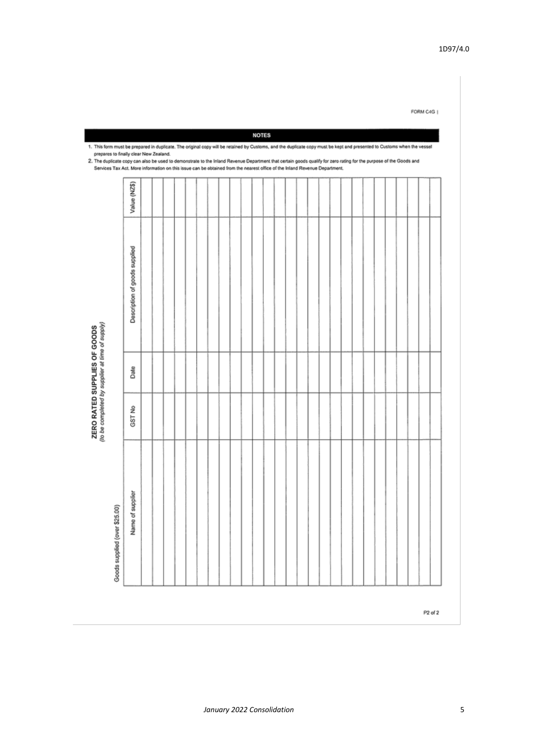FORM C4G

## NOTES

1. This form must be prepared in duplicate. The original copy will be retained by Customs, and the duplicate copy must be kept and presented to Customs when the vessel prepares to finally clear New Zealand.
2. The duplicate copy can also be used to demonstrate to the Inland Revenue Department that certain goods qualify for zero rating for the purpose of the Goods and Services Tax Act. More information on this issue can be obtained from the nearest office of the Inland Revenue Department.

## ZERO RATED SUPPLIES OF GOODS

*(to be completed by supplier at time of supply)*

Goods supplied (over $25.00)

| Name of supplier | GST No | Date | Description of goods supplied | Value (NZ$) |
|---|---|---|---|---|
| | | | | |
| | | | | |
| | | | | |
| | | | | |
| | | | | |
| | | | | |
| | | | | |
| | | | | |
| | | | | |
| | | | | |
| | | | | |
| | | | | |
| | | | | |
| | | | | |
| | | | | |
| | | | | |
| | | | | |
| | | | | |
| | | | | |
| | | | | |
| | | | | |
| | | | | |
| | | | | |
| | | | | |
| | | | | |
| | | | | |

P2 of 2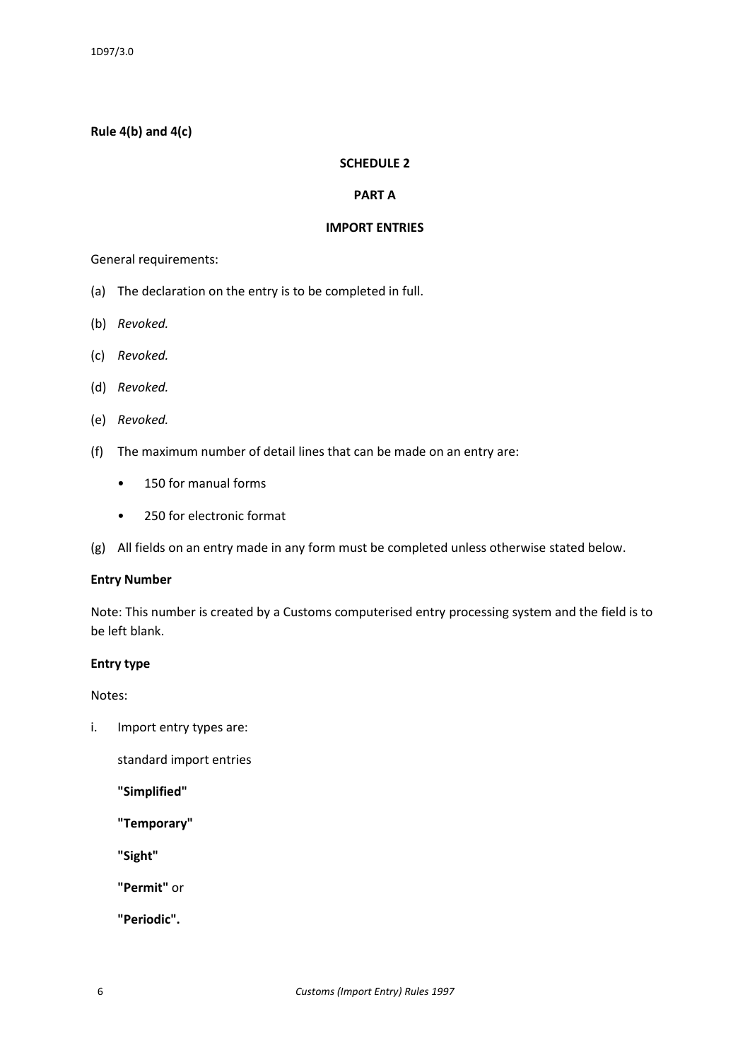**Rule 4(b) and 4(c)**

**SCHEDULE 2**

**PART A**

**IMPORT ENTRIES**

General requirements:

(a) The declaration on the entry is to be completed in full.

(b) *Revoked.*

(c) *Revoked.*

(d) *Revoked.*

(e) *Revoked.*

(f) The maximum number of detail lines that can be made on an entry are:

- 150 for manual forms
- 250 for electronic format

(g) All fields on an entry made in any form must be completed unless otherwise stated below.

**Entry Number**

Note: This number is created by a Customs computerised entry processing system and the field is to be left blank.

**Entry type**

Notes:

i. Import entry types are:

   standard import entries

   **"Simplified"**

   **"Temporary"**

   **"Sight"**

   **"Permit"** or

   **"Periodic".**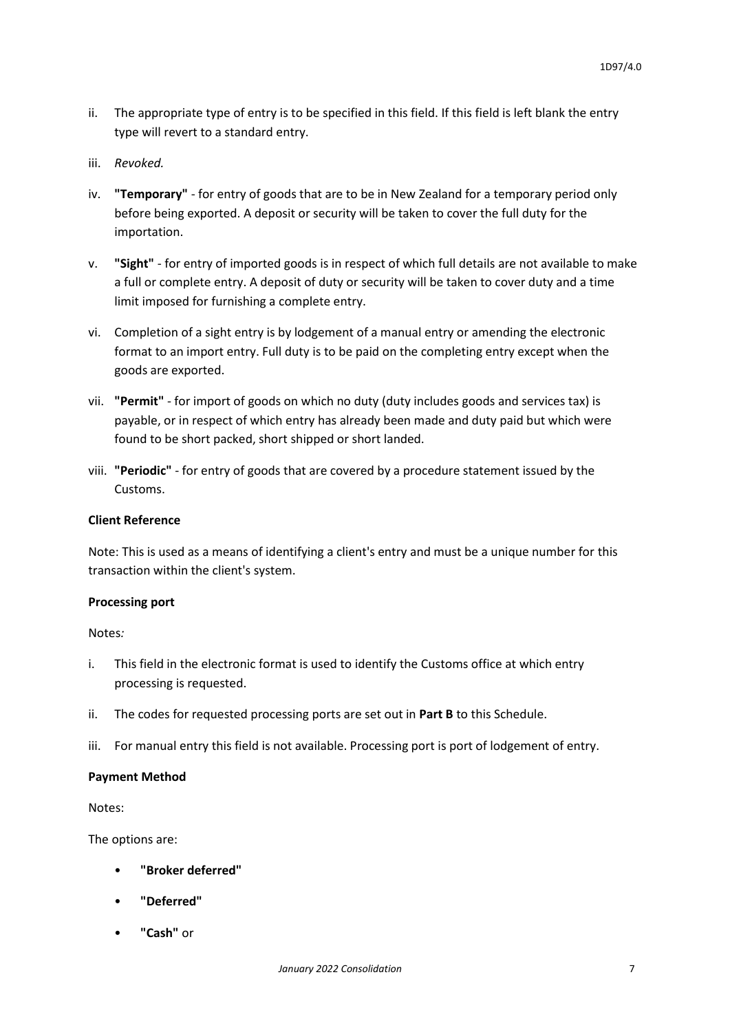ii. The appropriate type of entry is to be specified in this field. If this field is left blank the entry type will revert to a standard entry.

iii. *Revoked.*

iv. **"Temporary"** - for entry of goods that are to be in New Zealand for a temporary period only before being exported. A deposit or security will be taken to cover the full duty for the importation.

v. **"Sight"** - for entry of imported goods is in respect of which full details are not available to make a full or complete entry. A deposit of duty or security will be taken to cover duty and a time limit imposed for furnishing a complete entry.

vi. Completion of a sight entry is by lodgement of a manual entry or amending the electronic format to an import entry. Full duty is to be paid on the completing entry except when the goods are exported.

vii. **"Permit"** - for import of goods on which no duty (duty includes goods and services tax) is payable, or in respect of which entry has already been made and duty paid but which were found to be short packed, short shipped or short landed.

viii. **"Periodic"** - for entry of goods that are covered by a procedure statement issued by the Customs.

**Client Reference**

Note: This is used as a means of identifying a client's entry and must be a unique number for this transaction within the client's system.

**Processing port**

Notes*:*

i. This field in the electronic format is used to identify the Customs office at which entry processing is requested.

ii. The codes for requested processing ports are set out in **Part B** to this Schedule.

iii. For manual entry this field is not available. Processing port is port of lodgement of entry.

**Payment Method**

Notes:

The options are:

- **"Broker deferred"**
- **"Deferred"**
- **"Cash"** or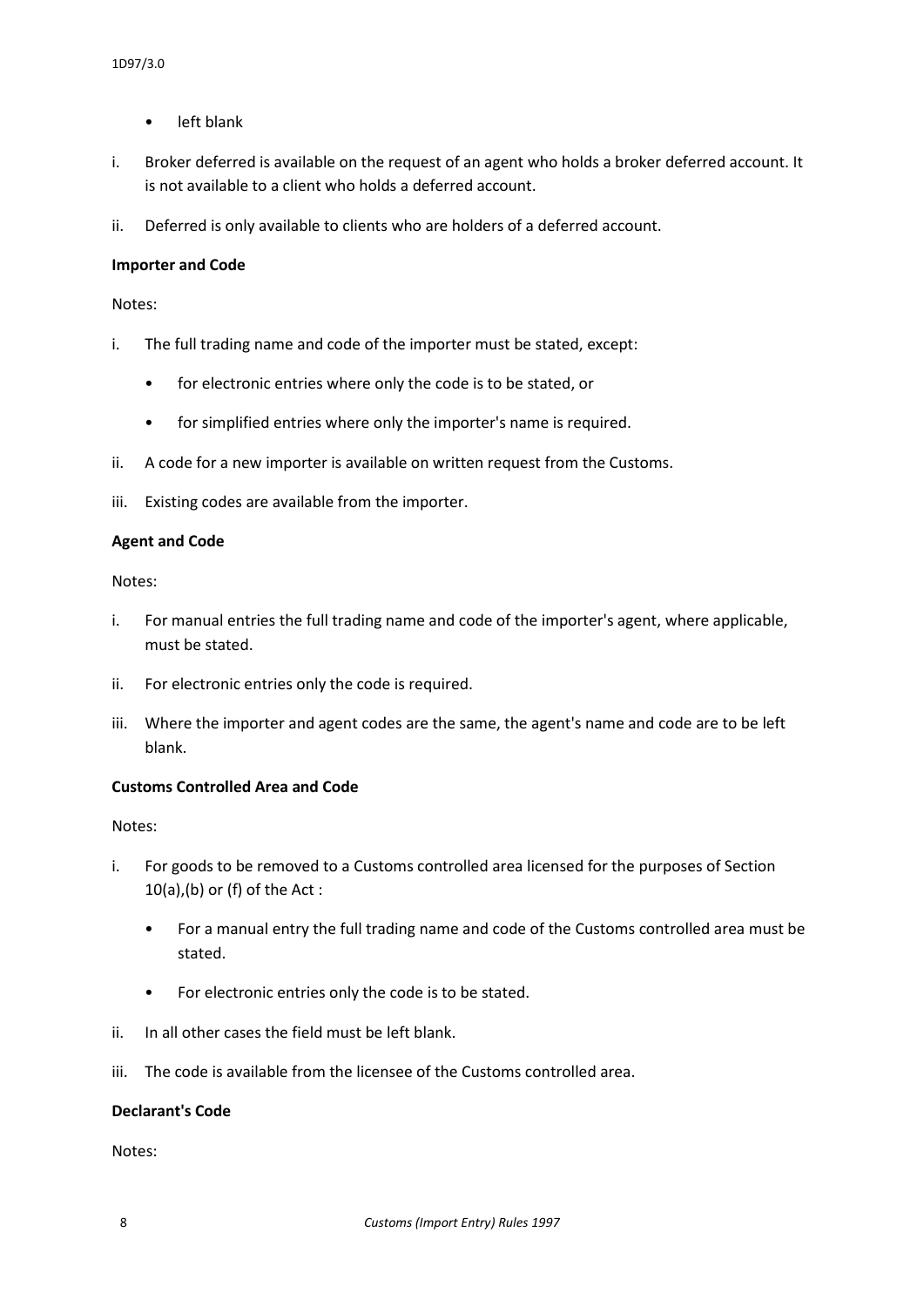- left blank

i. Broker deferred is available on the request of an agent who holds a broker deferred account. It is not available to a client who holds a deferred account.

ii. Deferred is only available to clients who are holders of a deferred account.

**Importer and Code**

Notes:

i. The full trading name and code of the importer must be stated, except:

   - for electronic entries where only the code is to be stated, or

   - for simplified entries where only the importer's name is required.

ii. A code for a new importer is available on written request from the Customs.

iii. Existing codes are available from the importer.

**Agent and Code**

Notes:

i. For manual entries the full trading name and code of the importer's agent, where applicable, must be stated.

ii. For electronic entries only the code is required.

iii. Where the importer and agent codes are the same, the agent's name and code are to be left blank.

**Customs Controlled Area and Code**

Notes:

i. For goods to be removed to a Customs controlled area licensed for the purposes of Section 10(a),(b) or (f) of the Act :

   - For a manual entry the full trading name and code of the Customs controlled area must be stated.

   - For electronic entries only the code is to be stated.

ii. In all other cases the field must be left blank.

iii. The code is available from the licensee of the Customs controlled area.

**Declarant's Code**

Notes: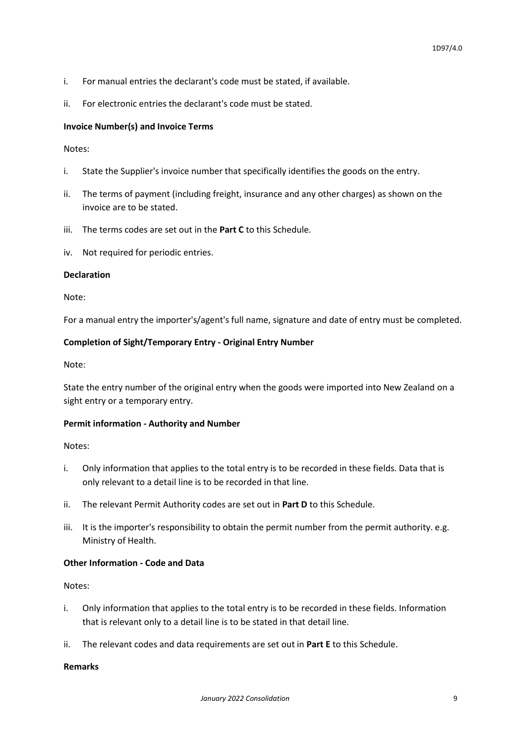i. For manual entries the declarant's code must be stated, if available.

ii. For electronic entries the declarant's code must be stated.

**Invoice Number(s) and Invoice Terms**

Notes:

i. State the Supplier's invoice number that specifically identifies the goods on the entry.

ii. The terms of payment (including freight, insurance and any other charges) as shown on the invoice are to be stated.

iii. The terms codes are set out in the **Part C** to this Schedule.

iv. Not required for periodic entries.

**Declaration**

Note:

For a manual entry the importer's/agent's full name, signature and date of entry must be completed.

**Completion of Sight/Temporary Entry - Original Entry Number**

Note:

State the entry number of the original entry when the goods were imported into New Zealand on a sight entry or a temporary entry.

**Permit information - Authority and Number**

Notes:

i. Only information that applies to the total entry is to be recorded in these fields. Data that is only relevant to a detail line is to be recorded in that line.

ii. The relevant Permit Authority codes are set out in **Part D** to this Schedule.

iii. It is the importer's responsibility to obtain the permit number from the permit authority. e.g. Ministry of Health.

**Other Information - Code and Data**

Notes:

i. Only information that applies to the total entry is to be recorded in these fields. Information that is relevant only to a detail line is to be stated in that detail line.

ii. The relevant codes and data requirements are set out in **Part E** to this Schedule.

**Remarks**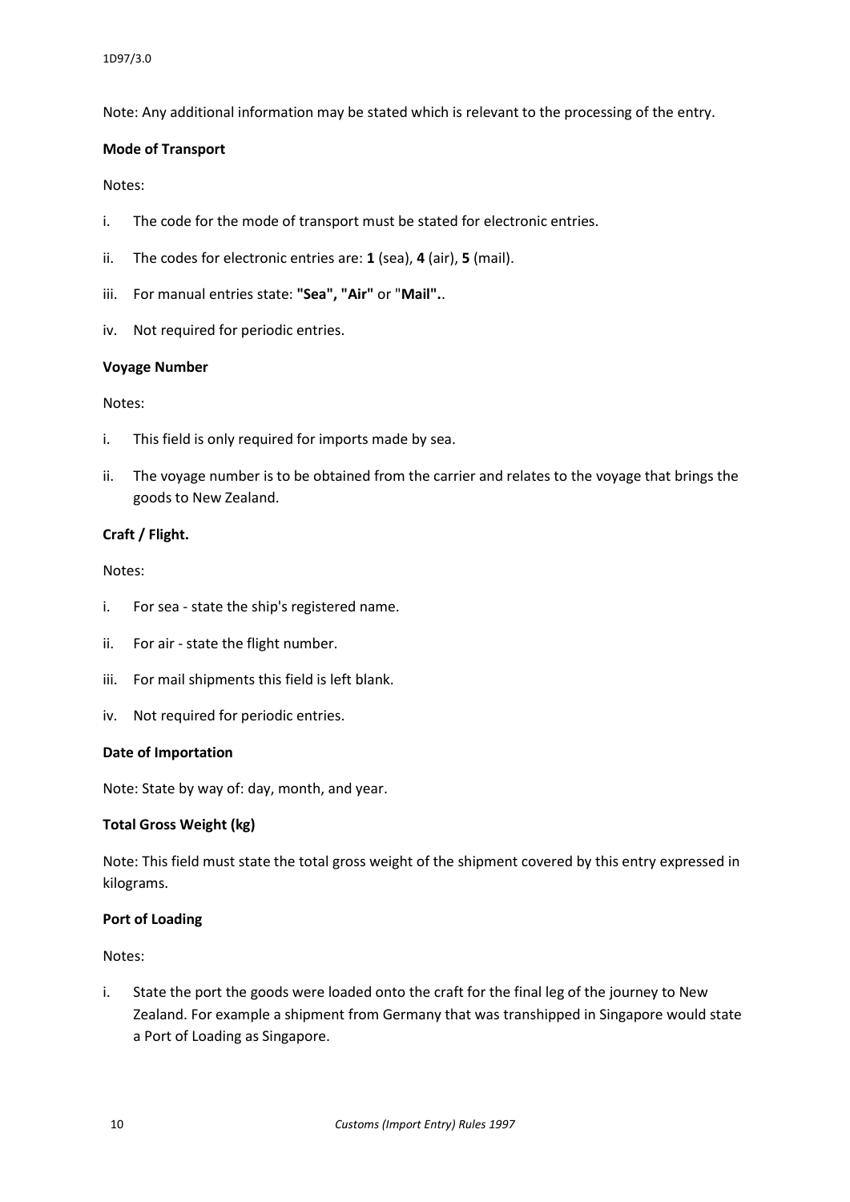Note: Any additional information may be stated which is relevant to the processing of the entry.

**Mode of Transport**

Notes:

i. The code for the mode of transport must be stated for electronic entries.

ii. The codes for electronic entries are: **1** (sea), **4** (air), **5** (mail).

iii. For manual entries state: **"Sea", "Air"** or "**Mail".**.

iv. Not required for periodic entries.

**Voyage Number**

Notes:

i. This field is only required for imports made by sea.

ii. The voyage number is to be obtained from the carrier and relates to the voyage that brings the goods to New Zealand.

**Craft / Flight.**

Notes:

i. For sea - state the ship's registered name.

ii. For air - state the flight number.

iii. For mail shipments this field is left blank.

iv. Not required for periodic entries.

**Date of Importation**

Note: State by way of: day, month, and year.

**Total Gross Weight (kg)**

Note: This field must state the total gross weight of the shipment covered by this entry expressed in kilograms.

**Port of Loading**

Notes:

i. State the port the goods were loaded onto the craft for the final leg of the journey to New Zealand. For example a shipment from Germany that was transhipped in Singapore would state a Port of Loading as Singapore.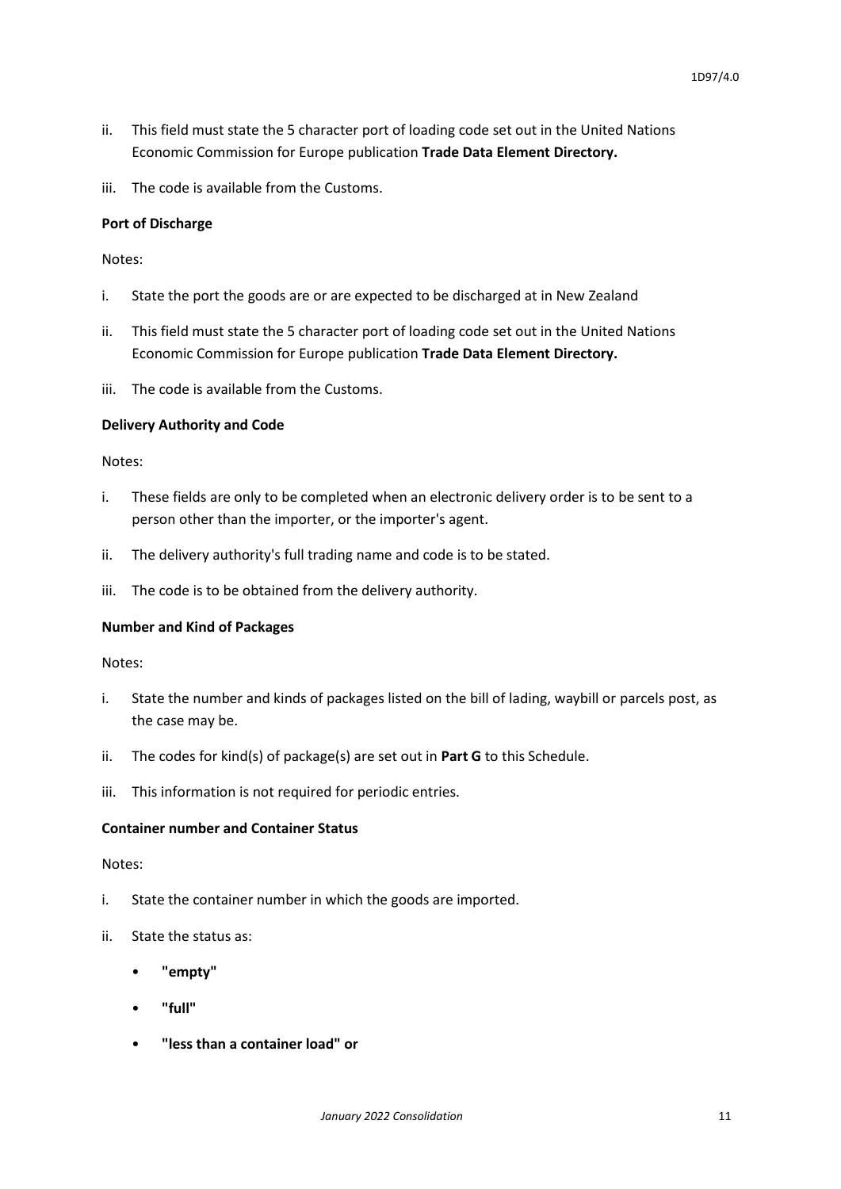ii. This field must state the 5 character port of loading code set out in the United Nations Economic Commission for Europe publication **Trade Data Element Directory.**

iii. The code is available from the Customs.

**Port of Discharge**

Notes:

i. State the port the goods are or are expected to be discharged at in New Zealand

ii. This field must state the 5 character port of loading code set out in the United Nations Economic Commission for Europe publication **Trade Data Element Directory.**

iii. The code is available from the Customs.

**Delivery Authority and Code**

Notes:

i. These fields are only to be completed when an electronic delivery order is to be sent to a person other than the importer, or the importer's agent.

ii. The delivery authority's full trading name and code is to be stated.

iii. The code is to be obtained from the delivery authority.

**Number and Kind of Packages**

Notes:

i. State the number and kinds of packages listed on the bill of lading, waybill or parcels post, as the case may be.

ii. The codes for kind(s) of package(s) are set out in **Part G** to this Schedule.

iii. This information is not required for periodic entries.

**Container number and Container Status**

Notes:

i. State the container number in which the goods are imported.

ii. State the status as:

- **"empty"**
- **"full"**
- **"less than a container load" or**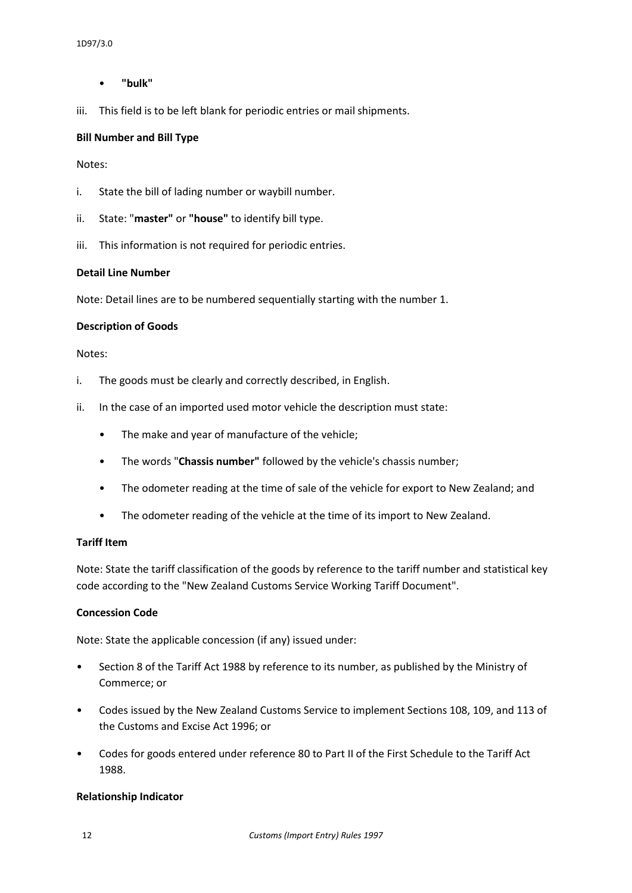- **"bulk"**

iii. This field is to be left blank for periodic entries or mail shipments.

**Bill Number and Bill Type**

Notes:

i. State the bill of lading number or waybill number.

ii. State: "**master"** or **"house"** to identify bill type.

iii. This information is not required for periodic entries.

**Detail Line Number**

Note: Detail lines are to be numbered sequentially starting with the number 1.

**Description of Goods**

Notes:

i. The goods must be clearly and correctly described, in English.

ii. In the case of an imported used motor vehicle the description must state:

- The make and year of manufacture of the vehicle;
- The words "**Chassis number"** followed by the vehicle's chassis number;
- The odometer reading at the time of sale of the vehicle for export to New Zealand; and
- The odometer reading of the vehicle at the time of its import to New Zealand.

**Tariff Item**

Note: State the tariff classification of the goods by reference to the tariff number and statistical key code according to the "New Zealand Customs Service Working Tariff Document".

**Concession Code**

Note: State the applicable concession (if any) issued under:

- Section 8 of the Tariff Act 1988 by reference to its number, as published by the Ministry of Commerce; or
- Codes issued by the New Zealand Customs Service to implement Sections 108, 109, and 113 of the Customs and Excise Act 1996; or
- Codes for goods entered under reference 80 to Part II of the First Schedule to the Tariff Act 1988.

**Relationship Indicator**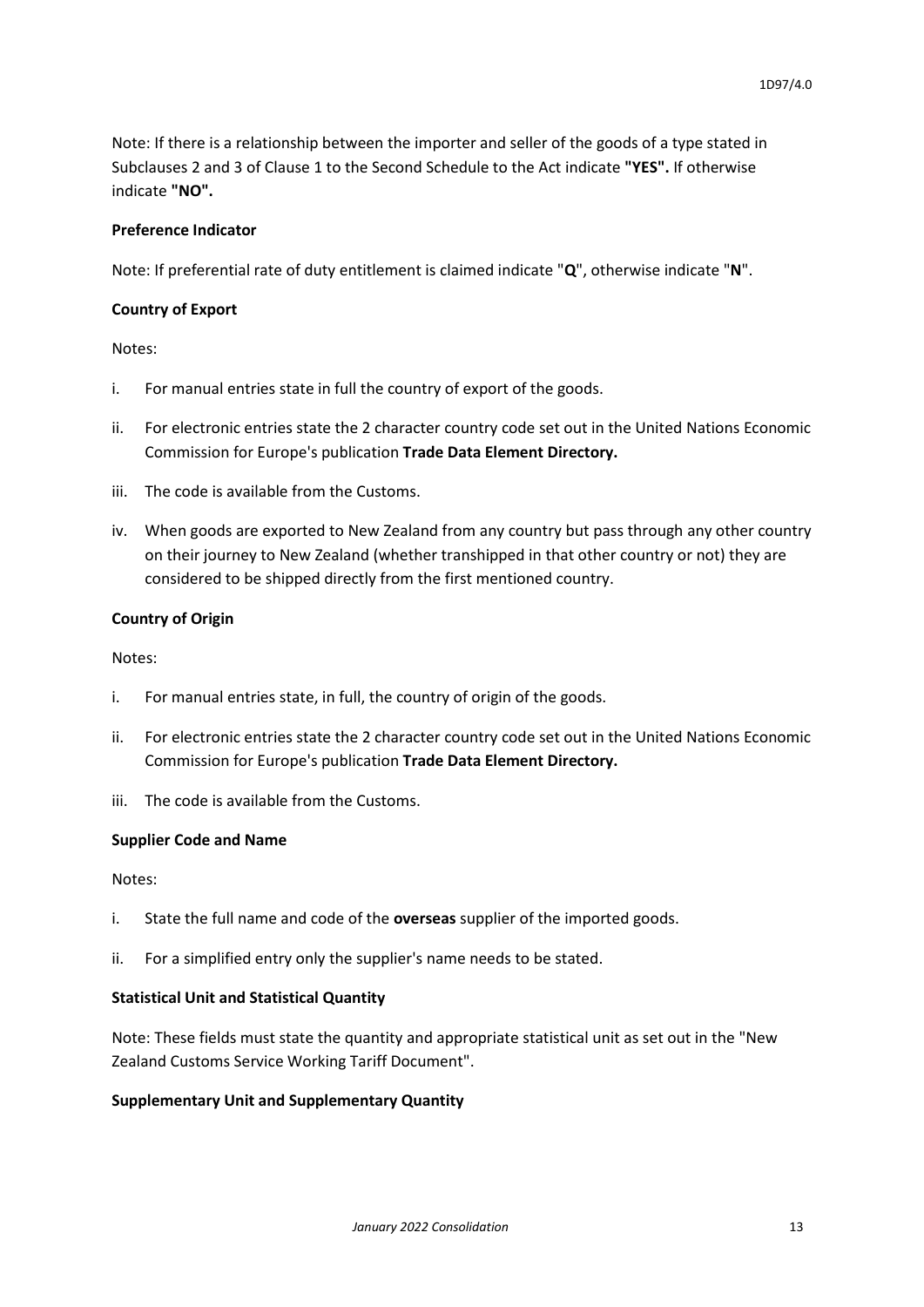Note: If there is a relationship between the importer and seller of the goods of a type stated in Subclauses 2 and 3 of Clause 1 to the Second Schedule to the Act indicate **"YES".** If otherwise indicate **"NO".**

**Preference Indicator**

Note: If preferential rate of duty entitlement is claimed indicate "**Q**", otherwise indicate "**N**".

**Country of Export**

Notes:

i. For manual entries state in full the country of export of the goods.

ii. For electronic entries state the 2 character country code set out in the United Nations Economic Commission for Europe's publication **Trade Data Element Directory.**

iii. The code is available from the Customs.

iv. When goods are exported to New Zealand from any country but pass through any other country on their journey to New Zealand (whether transhipped in that other country or not) they are considered to be shipped directly from the first mentioned country.

**Country of Origin**

Notes:

i. For manual entries state, in full, the country of origin of the goods.

ii. For electronic entries state the 2 character country code set out in the United Nations Economic Commission for Europe's publication **Trade Data Element Directory.**

iii. The code is available from the Customs.

**Supplier Code and Name**

Notes:

i. State the full name and code of the **overseas** supplier of the imported goods.

ii. For a simplified entry only the supplier's name needs to be stated.

**Statistical Unit and Statistical Quantity**

Note: These fields must state the quantity and appropriate statistical unit as set out in the "New Zealand Customs Service Working Tariff Document".

**Supplementary Unit and Supplementary Quantity**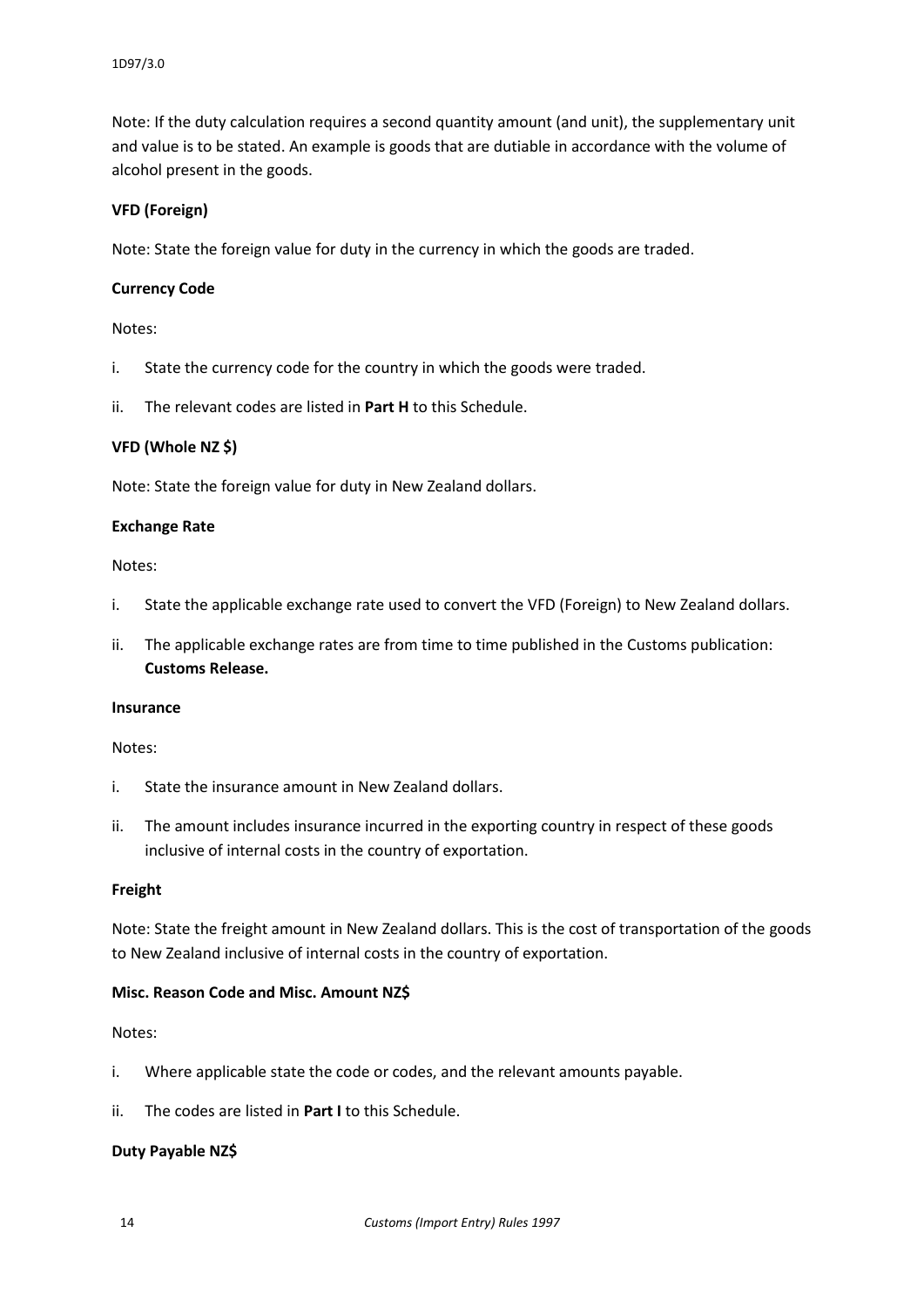Note: If the duty calculation requires a second quantity amount (and unit), the supplementary unit and value is to be stated. An example is goods that are dutiable in accordance with the volume of alcohol present in the goods.

**VFD (Foreign)**

Note: State the foreign value for duty in the currency in which the goods are traded.

**Currency Code**

Notes:

i. State the currency code for the country in which the goods were traded.

ii. The relevant codes are listed in **Part H** to this Schedule.

**VFD (Whole NZ $)**

Note: State the foreign value for duty in New Zealand dollars.

**Exchange Rate**

Notes:

i. State the applicable exchange rate used to convert the VFD (Foreign) to New Zealand dollars.

ii. The applicable exchange rates are from time to time published in the Customs publication: **Customs Release.**

**Insurance**

Notes:

i. State the insurance amount in New Zealand dollars.

ii. The amount includes insurance incurred in the exporting country in respect of these goods inclusive of internal costs in the country of exportation.

**Freight**

Note: State the freight amount in New Zealand dollars. This is the cost of transportation of the goods to New Zealand inclusive of internal costs in the country of exportation.

**Misc. Reason Code and Misc. Amount NZ$**

Notes:

i. Where applicable state the code or codes, and the relevant amounts payable.

ii. The codes are listed in **Part I** to this Schedule.

**Duty Payable NZ$**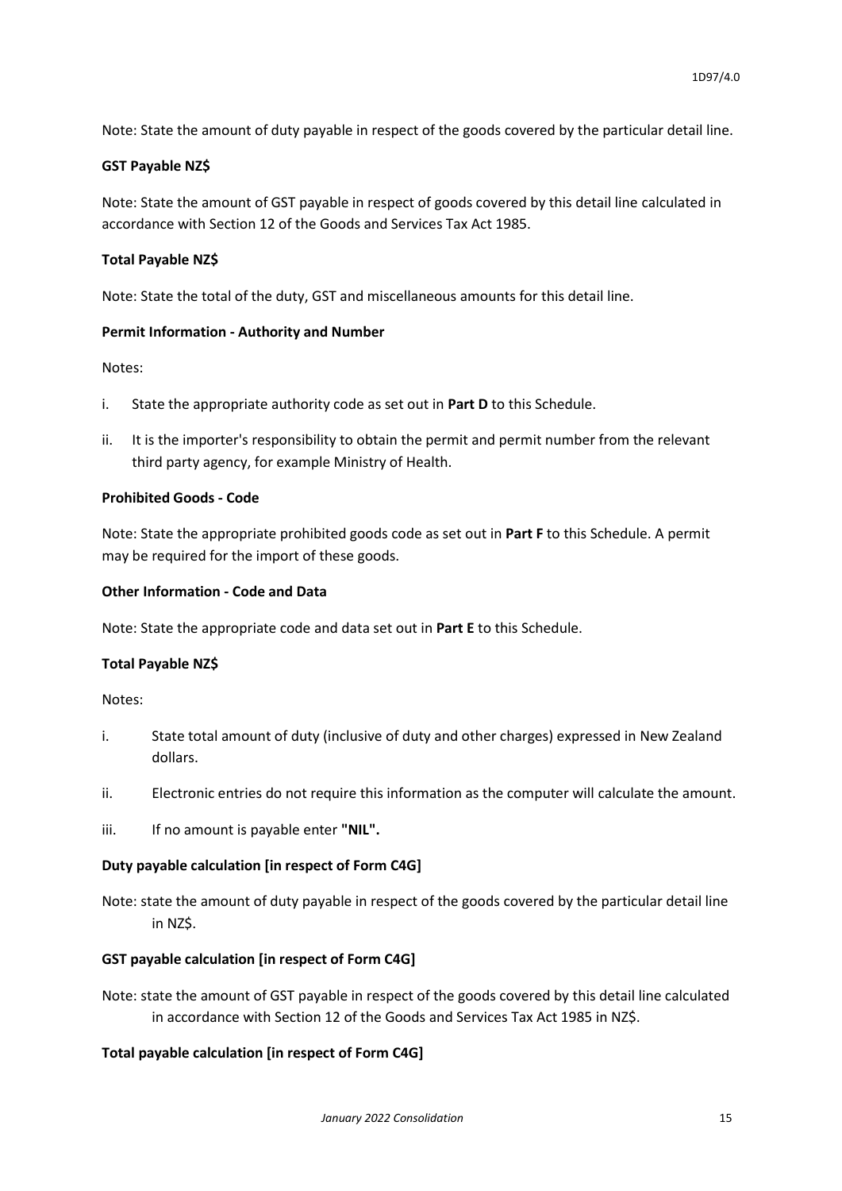Note: State the amount of duty payable in respect of the goods covered by the particular detail line.

**GST Payable NZ$**

Note: State the amount of GST payable in respect of goods covered by this detail line calculated in accordance with Section 12 of the Goods and Services Tax Act 1985.

**Total Payable NZ$**

Note: State the total of the duty, GST and miscellaneous amounts for this detail line.

**Permit Information - Authority and Number**

Notes:

i. State the appropriate authority code as set out in **Part D** to this Schedule.

ii. It is the importer's responsibility to obtain the permit and permit number from the relevant third party agency, for example Ministry of Health.

**Prohibited Goods - Code**

Note: State the appropriate prohibited goods code as set out in **Part F** to this Schedule. A permit may be required for the import of these goods.

**Other Information - Code and Data**

Note: State the appropriate code and data set out in **Part E** to this Schedule.

**Total Payable NZ$**

Notes:

i. State total amount of duty (inclusive of duty and other charges) expressed in New Zealand dollars.

ii. Electronic entries do not require this information as the computer will calculate the amount.

iii. If no amount is payable enter **"NIL".**

**Duty payable calculation [in respect of Form C4G]**

Note: state the amount of duty payable in respect of the goods covered by the particular detail line in NZ$.

**GST payable calculation [in respect of Form C4G]**

Note: state the amount of GST payable in respect of the goods covered by this detail line calculated in accordance with Section 12 of the Goods and Services Tax Act 1985 in NZ$.

**Total payable calculation [in respect of Form C4G]**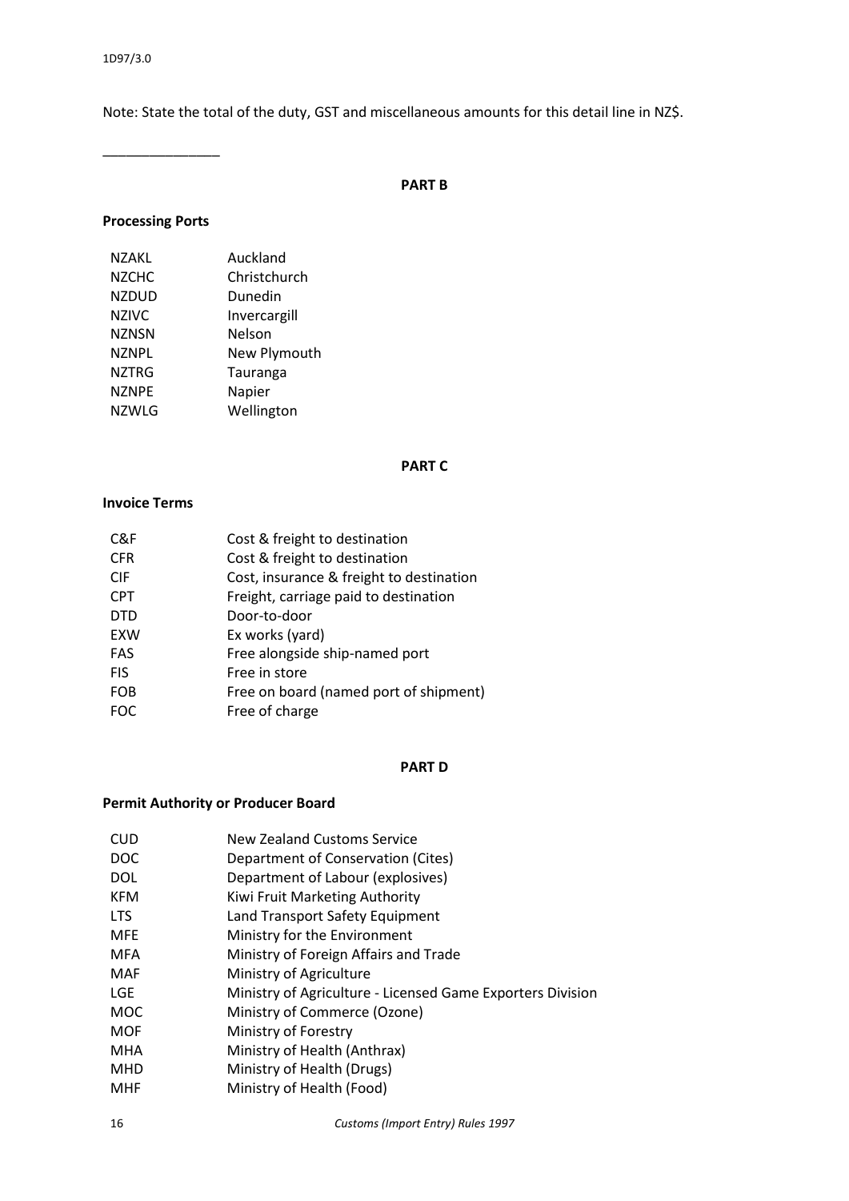Note: State the total of the duty, GST and miscellaneous amounts for this detail line in NZ$.

_______________

## PART B

### Processing Ports

| | |
|---|---|
| NZAKL | Auckland |
| NZCHC | Christchurch |
| NZDUD | Dunedin |
| NZIVC | Invercargill |
| NZNSN | Nelson |
| NZNPL | New Plymouth |
| NZTRG | Tauranga |
| NZNPE | Napier |
| NZWLG | Wellington |

## PART C

### Invoice Terms

| | |
|---|---|
| C&F | Cost & freight to destination |
| CFR | Cost & freight to destination |
| CIF | Cost, insurance & freight to destination |
| CPT | Freight, carriage paid to destination |
| DTD | Door-to-door |
| EXW | Ex works (yard) |
| FAS | Free alongside ship-named port |
| FIS | Free in store |
| FOB | Free on board (named port of shipment) |
| FOC | Free of charge |

## PART D

### Permit Authority or Producer Board

| | |
|---|---|
| CUD | New Zealand Customs Service |
| DOC | Department of Conservation (Cites) |
| DOL | Department of Labour (explosives) |
| KFM | Kiwi Fruit Marketing Authority |
| LTS | Land Transport Safety Equipment |
| MFE | Ministry for the Environment |
| MFA | Ministry of Foreign Affairs and Trade |
| MAF | Ministry of Agriculture |
| LGE | Ministry of Agriculture - Licensed Game Exporters Division |
| MOC | Ministry of Commerce (Ozone) |
| MOF | Ministry of Forestry |
| MHA | Ministry of Health (Anthrax) |
| MHD | Ministry of Health (Drugs) |
| MHF | Ministry of Health (Food) |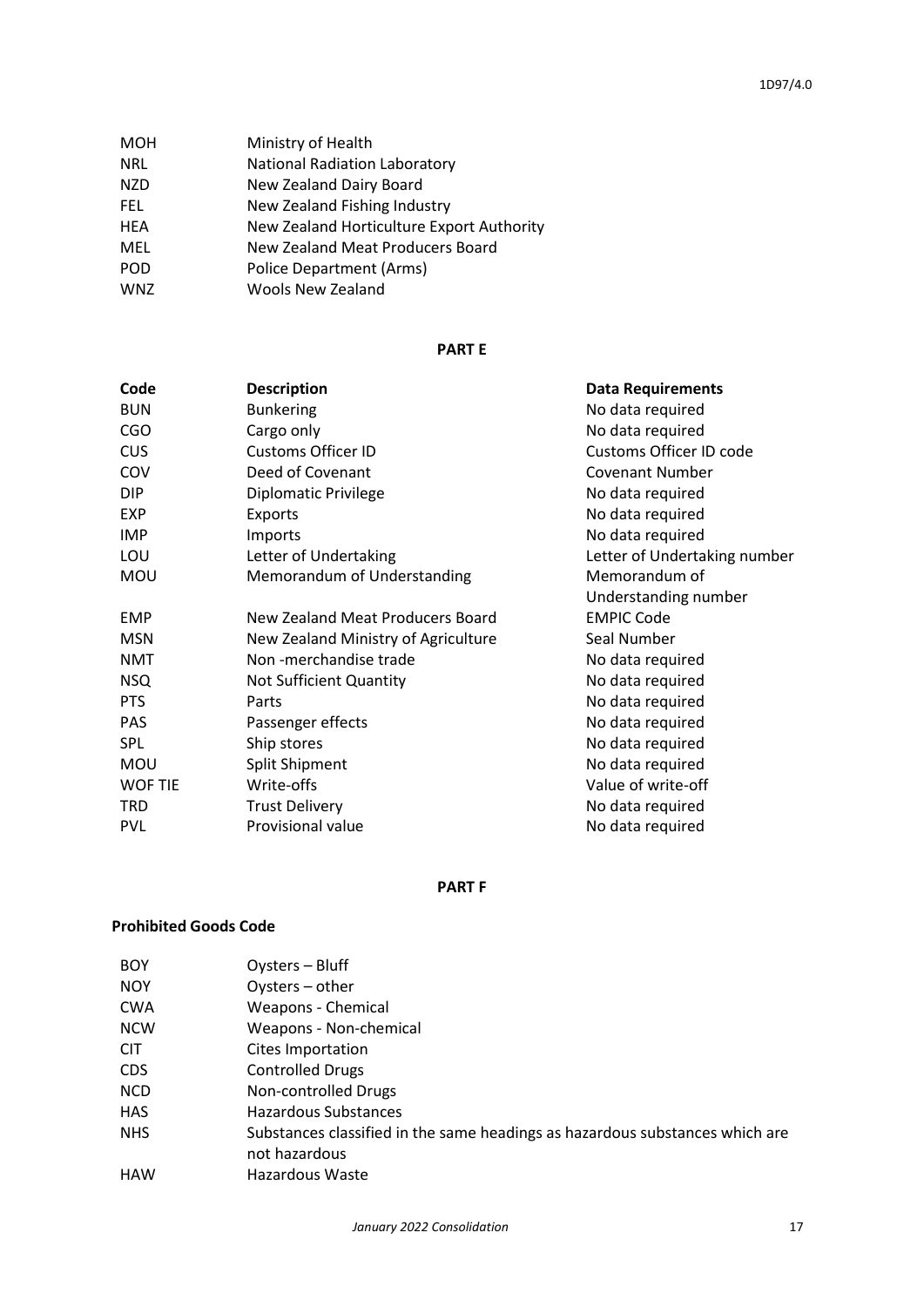| | |
|---|---|
| MOH | Ministry of Health |
| NRL | National Radiation Laboratory |
| NZD | New Zealand Dairy Board |
| FEL | New Zealand Fishing Industry |
| HEA | New Zealand Horticulture Export Authority |
| MEL | New Zealand Meat Producers Board |
| POD | Police Department (Arms) |
| WNZ | Wools New Zealand |

**PART E**

| Code | Description | Data Requirements |
|---|---|---|
| BUN | Bunkering | No data required |
| CGO | Cargo only | No data required |
| CUS | Customs Officer ID | Customs Officer ID code |
| COV | Deed of Covenant | Covenant Number |
| DIP | Diplomatic Privilege | No data required |
| EXP | Exports | No data required |
| IMP | Imports | No data required |
| LOU | Letter of Undertaking | Letter of Undertaking number |
| MOU | Memorandum of Understanding | Memorandum of Understanding number |
| EMP | New Zealand Meat Producers Board | EMPIC Code |
| MSN | New Zealand Ministry of Agriculture | Seal Number |
| NMT | Non -merchandise trade | No data required |
| NSQ | Not Sufficient Quantity | No data required |
| PTS | Parts | No data required |
| PAS | Passenger effects | No data required |
| SPL | Ship stores | No data required |
| MOU | Split Shipment | No data required |
| WOF TIE | Write-offs | Value of write-off |
| TRD | Trust Delivery | No data required |
| PVL | Provisional value | No data required |

**PART F**

**Prohibited Goods Code**

| | |
|---|---|
| BOY | Oysters – Bluff |
| NOY | Oysters – other |
| CWA | Weapons - Chemical |
| NCW | Weapons - Non-chemical |
| CIT | Cites Importation |
| CDS | Controlled Drugs |
| NCD | Non-controlled Drugs |
| HAS | Hazardous Substances |
| NHS | Substances classified in the same headings as hazardous substances which are not hazardous |
| HAW | Hazardous Waste |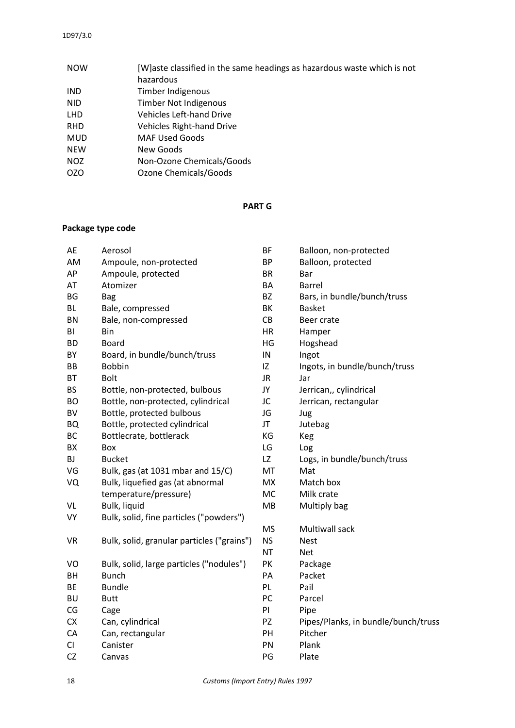| | |
|---|---|
| NOW | [W]aste classified in the same headings as hazardous waste which is not hazardous |
| IND | Timber Indigenous |
| NID | Timber Not Indigenous |
| LHD | Vehicles Left-hand Drive |
| RHD | Vehicles Right-hand Drive |
| MUD | MAF Used Goods |
| NEW | New Goods |
| NOZ | Non-Ozone Chemicals/Goods |
| OZO | Ozone Chemicals/Goods |

**PART G**

**Package type code**

| | |
|---|---|
| AE | Aerosol |
| AM | Ampoule, non-protected |
| AP | Ampoule, protected |
| AT | Atomizer |
| BG | Bag |
| BL | Bale, compressed |
| BN | Bale, non-compressed |
| BI | Bin |
| BD | Board |
| BY | Board, in bundle/bunch/truss |
| BB | Bobbin |
| BT | Bolt |
| BS | Bottle, non-protected, bulbous |
| BO | Bottle, non-protected, cylindrical |
| BV | Bottle, protected bulbous |
| BQ | Bottle, protected cylindrical |
| BC | Bottlecrate, bottlerack |
| BX | Box |
| BJ | Bucket |
| VG | Bulk, gas (at 1031 mbar and 15/C) |
| VQ | Bulk, liquefied gas (at abnormal temperature/pressure) |
| VL | Bulk, liquid |
| VY | Bulk, solid, fine particles ("powders") |
| VR | Bulk, solid, granular particles ("grains") |
| VO | Bulk, solid, large particles ("nodules") |
| BH | Bunch |
| BE | Bundle |
| BU | Butt |
| CG | Cage |
| CX | Can, cylindrical |
| CA | Can, rectangular |
| CI | Canister |
| CZ | Canvas |
| BF | Balloon, non-protected |
| BP | Balloon, protected |
| BR | Bar |
| BA | Barrel |
| BZ | Bars, in bundle/bunch/truss |
| BK | Basket |
| CB | Beer crate |
| HR | Hamper |
| HG | Hogshead |
| IN | Ingot |
| IZ | Ingots, in bundle/bunch/truss |
| JR | Jar |
| JY | Jerrican,, cylindrical |
| JC | Jerrican, rectangular |
| JG | Jug |
| JT | Jutebag |
| KG | Keg |
| LG | Log |
| LZ | Logs, in bundle/bunch/truss |
| MT | Mat |
| MX | Match box |
| MC | Milk crate |
| MB | Multiply bag |
| MS | Multiwall sack |
| NS | Nest |
| NT | Net |
| PK | Package |
| PA | Packet |
| PL | Pail |
| PC | Parcel |
| PI | Pipe |
| PZ | Pipes/Planks, in bundle/bunch/truss |
| PH | Pitcher |
| PN | Plank |
| PG | Plate |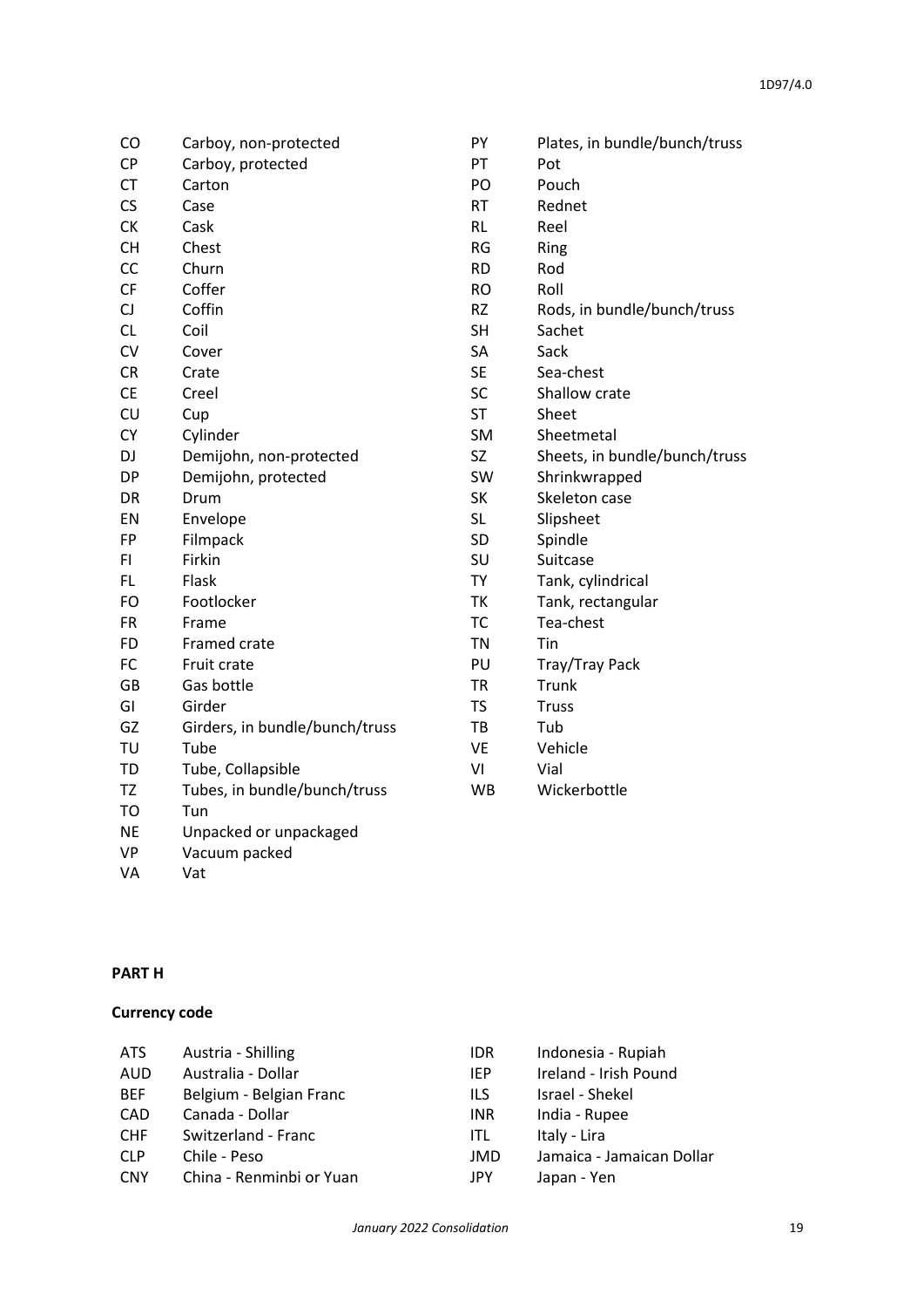| | | | |
|---|---|---|---|
| CO | Carboy, non-protected | PY | Plates, in bundle/bunch/truss |
| CP | Carboy, protected | PT | Pot |
| CT | Carton | PO | Pouch |
| CS | Case | RT | Rednet |
| CK | Cask | RL | Reel |
| CH | Chest | RG | Ring |
| CC | Churn | RD | Rod |
| CF | Coffer | RO | Roll |
| CJ | Coffin | RZ | Rods, in bundle/bunch/truss |
| CL | Coil | SH | Sachet |
| CV | Cover | SA | Sack |
| CR | Crate | SE | Sea-chest |
| CE | Creel | SC | Shallow crate |
| CU | Cup | ST | Sheet |
| CY | Cylinder | SM | Sheetmetal |
| DJ | Demijohn, non-protected | SZ | Sheets, in bundle/bunch/truss |
| DP | Demijohn, protected | SW | Shrinkwrapped |
| DR | Drum | SK | Skeleton case |
| EN | Envelope | SL | Slipsheet |
| FP | Filmpack | SD | Spindle |
| FI | Firkin | SU | Suitcase |
| FL | Flask | TY | Tank, cylindrical |
| FO | Footlocker | TK | Tank, rectangular |
| FR | Frame | TC | Tea-chest |
| FD | Framed crate | TN | Tin |
| FC | Fruit crate | PU | Tray/Tray Pack |
| GB | Gas bottle | TR | Trunk |
| GI | Girder | TS | Truss |
| GZ | Girders, in bundle/bunch/truss | TB | Tub |
| TU | Tube | VE | Vehicle |
| TD | Tube, Collapsible | VI | Vial |
| TZ | Tubes, in bundle/bunch/truss | WB | Wickerbottle |
| TO | Tun | | |
| NE | Unpacked or unpackaged | | |
| VP | Vacuum packed | | |
| VA | Vat | | |

**PART H**

**Currency code**

| | | | |
|---|---|---|---|
| ATS | Austria - Shilling | IDR | Indonesia - Rupiah |
| AUD | Australia - Dollar | IEP | Ireland - Irish Pound |
| BEF | Belgium - Belgian Franc | ILS | Israel - Shekel |
| CAD | Canada - Dollar | INR | India - Rupee |
| CHF | Switzerland - Franc | ITL | Italy - Lira |
| CLP | Chile - Peso | JMD | Jamaica - Jamaican Dollar |
| CNY | China - Renminbi or Yuan | JPY | Japan - Yen |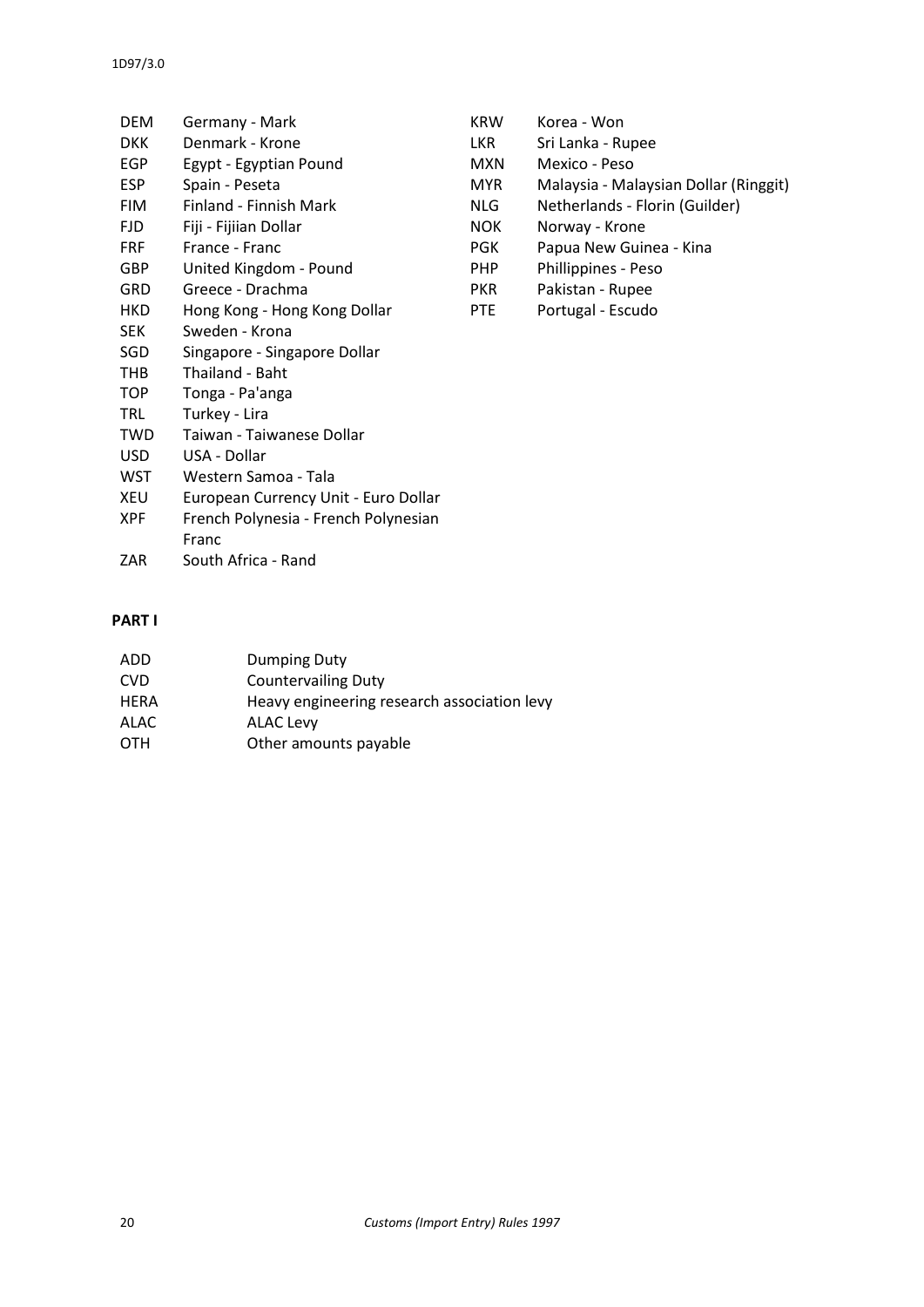| Code | Description |
| --- | --- |
| DEM | Germany - Mark |
| DKK | Denmark - Krone |
| EGP | Egypt - Egyptian Pound |
| ESP | Spain - Peseta |
| FIM | Finland - Finnish Mark |
| FJD | Fiji - Fijiian Dollar |
| FRF | France - Franc |
| GBP | United Kingdom - Pound |
| GRD | Greece - Drachma |
| HKD | Hong Kong - Hong Kong Dollar |
| KRW | Korea - Won |
| LKR | Sri Lanka - Rupee |
| MXN | Mexico - Peso |
| MYR | Malaysia - Malaysian Dollar (Ringgit) |
| NLG | Netherlands - Florin (Guilder) |
| NOK | Norway - Krone |
| PGK | Papua New Guinea - Kina |
| PHP | Phillippines - Peso |
| PKR | Pakistan - Rupee |
| PTE | Portugal - Escudo |
| SEK | Sweden - Krona |
| SGD | Singapore - Singapore Dollar |
| THB | Thailand - Baht |
| TOP | Tonga - Pa'anga |
| TRL | Turkey - Lira |
| TWD | Taiwan - Taiwanese Dollar |
| USD | USA - Dollar |
| WST | Western Samoa - Tala |
| XEU | European Currency Unit - Euro Dollar |
| XPF | French Polynesia - French Polynesian Franc |
| ZAR | South Africa - Rand |

**PART I**

| Code | Description |
| --- | --- |
| ADD | Dumping Duty |
| CVD | Countervailing Duty |
| HERA | Heavy engineering research association levy |
| ALAC | ALAC Levy |
| OTH | Other amounts payable |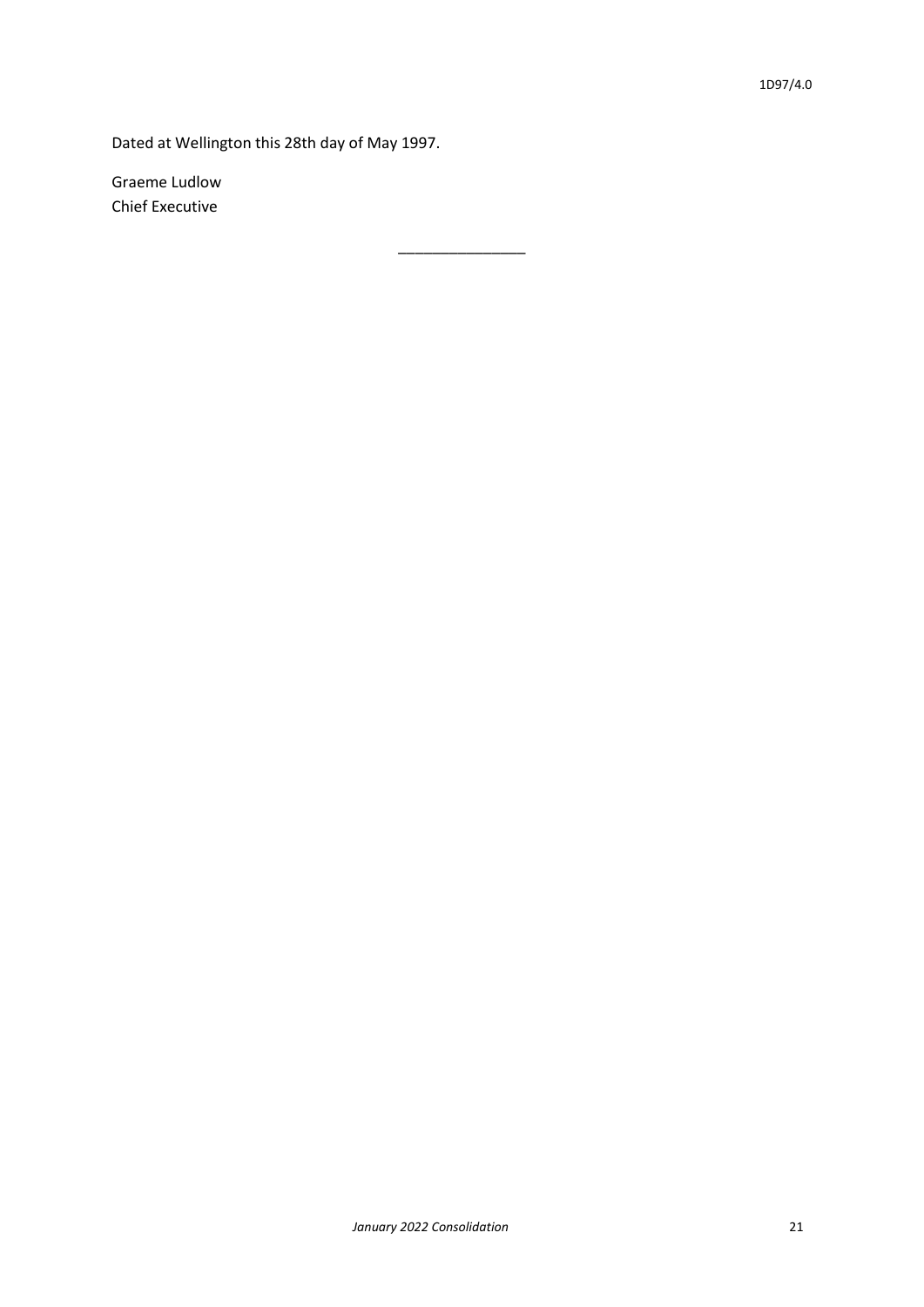Dated at Wellington this 28th day of May 1997.

Graeme Ludlow
Chief Executive

---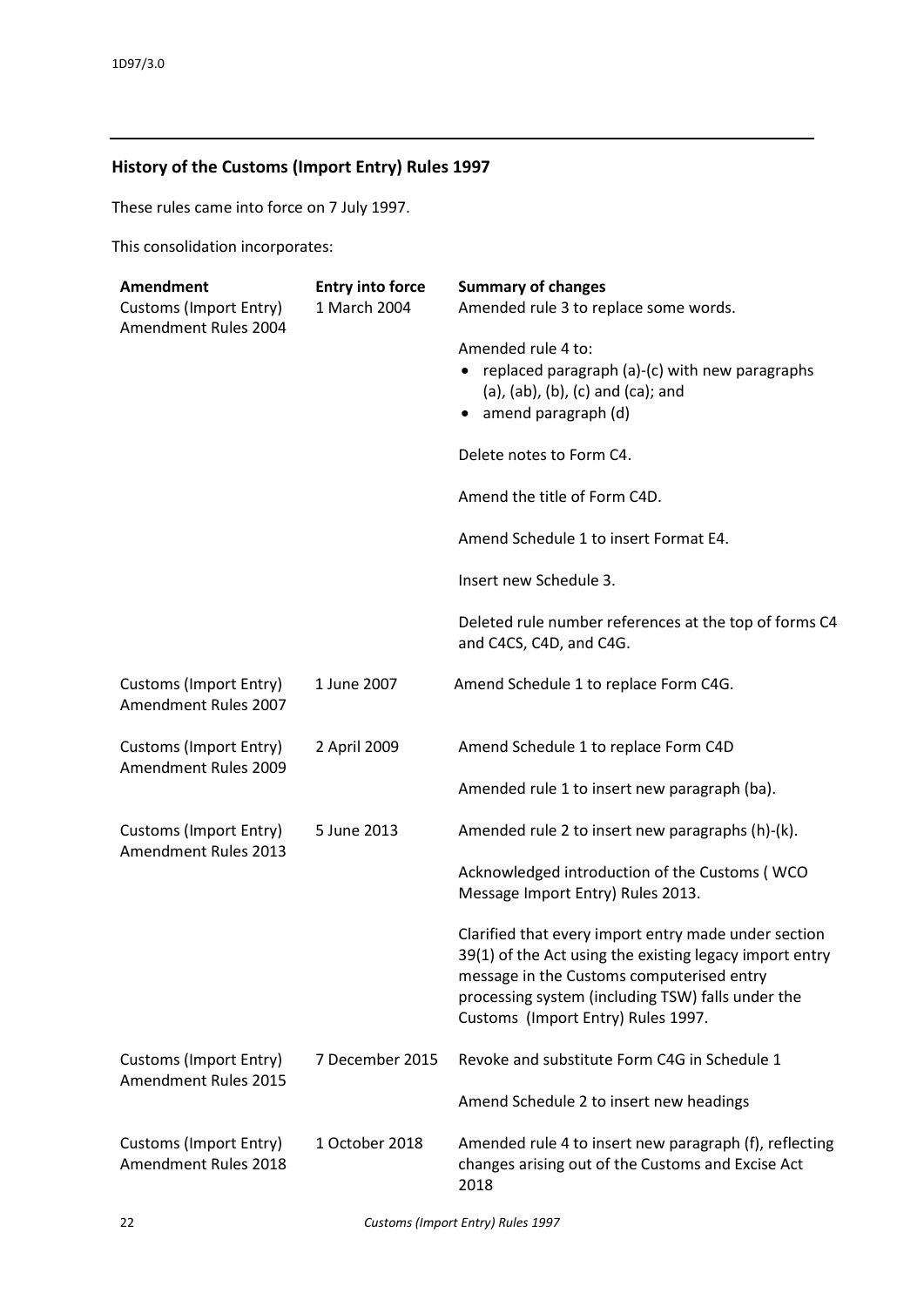## History of the Customs (Import Entry) Rules 1997

These rules came into force on 7 July 1997.

This consolidation incorporates:

| Amendment | Entry into force | Summary of changes |
|---|---|---|
| Customs (Import Entry) Amendment Rules 2004 | 1 March 2004 | Amended rule 3 to replace some words.<br><br>Amended rule 4 to:<br>• replaced paragraph (a)-(c) with new paragraphs (a), (ab), (b), (c) and (ca); and<br>• amend paragraph (d)<br><br>Delete notes to Form C4.<br><br>Amend the title of Form C4D.<br><br>Amend Schedule 1 to insert Format E4.<br><br>Insert new Schedule 3.<br><br>Deleted rule number references at the top of forms C4 and C4CS, C4D, and C4G. |
| Customs (Import Entry) Amendment Rules 2007 | 1 June 2007 | Amend Schedule 1 to replace Form C4G. |
| Customs (Import Entry) Amendment Rules 2009 | 2 April 2009 | Amend Schedule 1 to replace Form C4D<br><br>Amended rule 1 to insert new paragraph (ba). |
| Customs (Import Entry) Amendment Rules 2013 | 5 June 2013 | Amended rule 2 to insert new paragraphs (h)-(k).<br><br>Acknowledged introduction of the Customs ( WCO Message Import Entry) Rules 2013.<br><br>Clarified that every import entry made under section 39(1) of the Act using the existing legacy import entry message in the Customs computerised entry processing system (including TSW) falls under the Customs (Import Entry) Rules 1997. |
| Customs (Import Entry) Amendment Rules 2015 | 7 December 2015 | Revoke and substitute Form C4G in Schedule 1<br><br>Amend Schedule 2 to insert new headings |
| Customs (Import Entry) Amendment Rules 2018 | 1 October 2018 | Amended rule 4 to insert new paragraph (f), reflecting changes arising out of the Customs and Excise Act 2018 |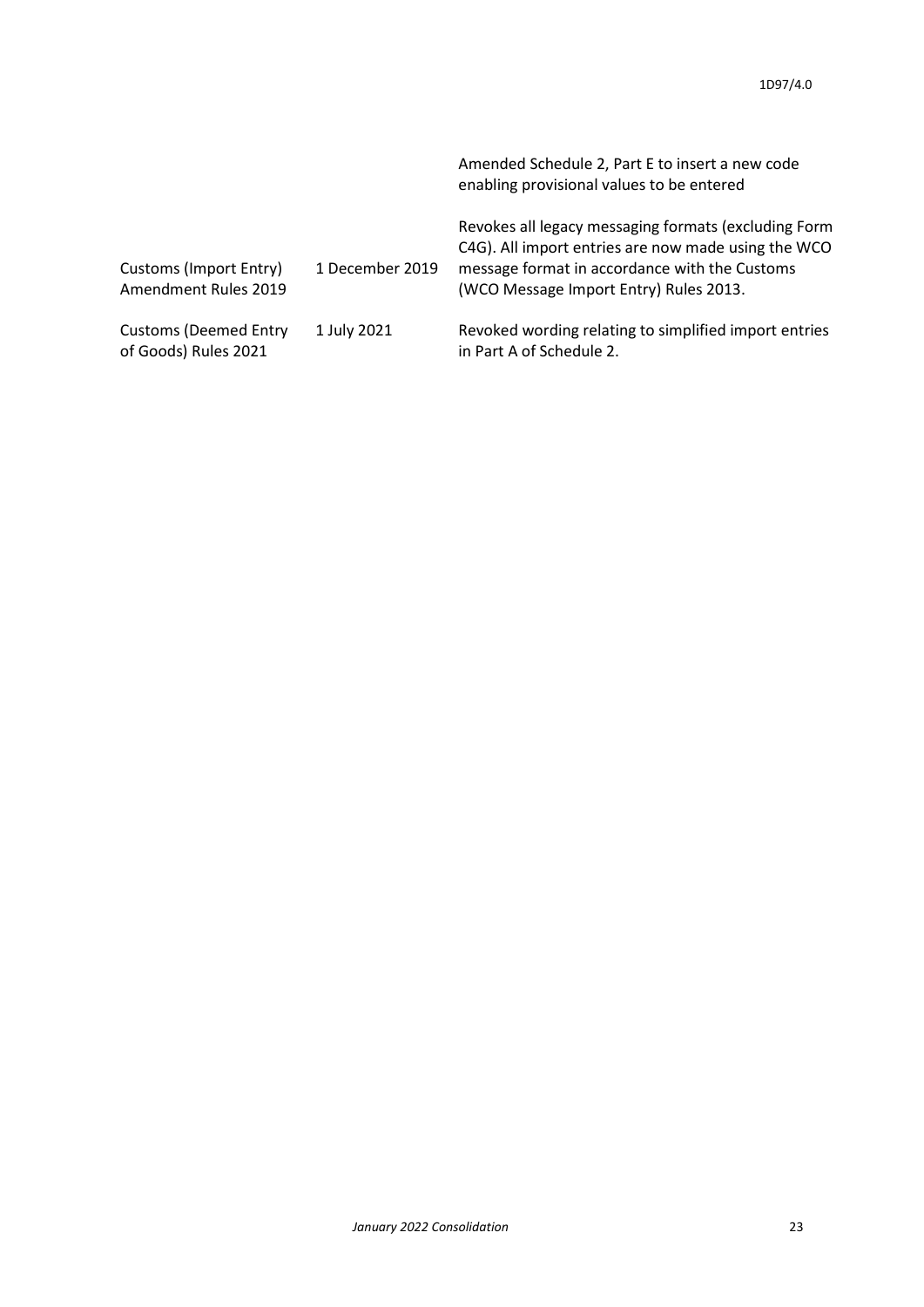| | | |
|---|---|---|
| | | Amended Schedule 2, Part E to insert a new code enabling provisional values to be entered |
| Customs (Import Entry) Amendment Rules 2019 | 1 December 2019 | Revokes all legacy messaging formats (excluding Form C4G). All import entries are now made using the WCO message format in accordance with the Customs (WCO Message Import Entry) Rules 2013. |
| Customs (Deemed Entry of Goods) Rules 2021 | 1 July 2021 | Revoked wording relating to simplified import entries in Part A of Schedule 2. |